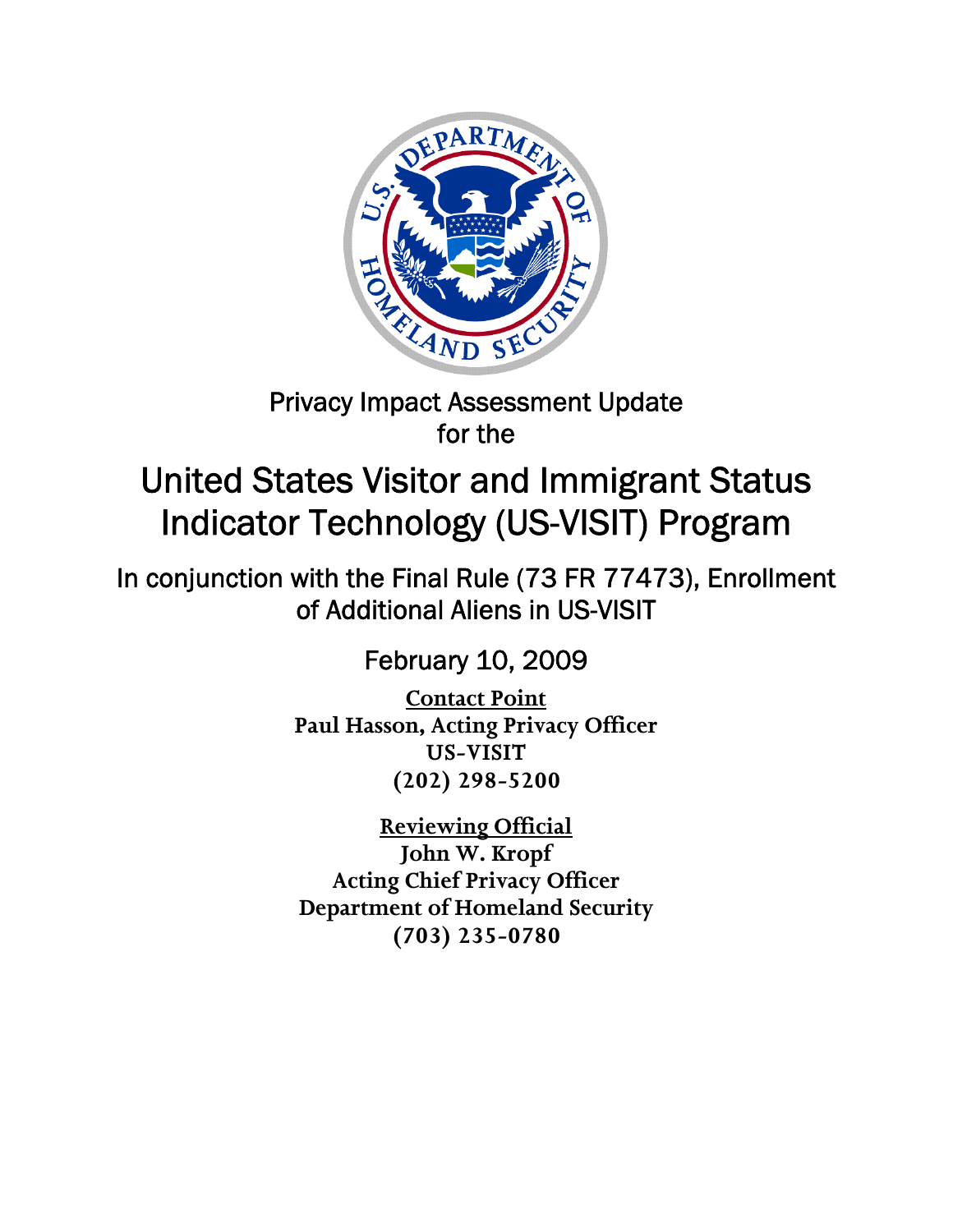# Privacy Impact Assessment Update for the

# United States Visitor and Immigrant Status Indicator Technology (US-VISIT) Program

## In conjunction with the Final Rule (73 FR 77473), Enrollment of Additional Aliens in US-VISIT

February 10, 2009

**Contact Point**
**Paul Hasson, Acting Privacy Officer**
**US-VISIT**
**(202) 298-5200**

**Reviewing Official**
**John W. Kropf**
**Acting Chief Privacy Officer**
**Department of Homeland Security**
**(703) 235-0780**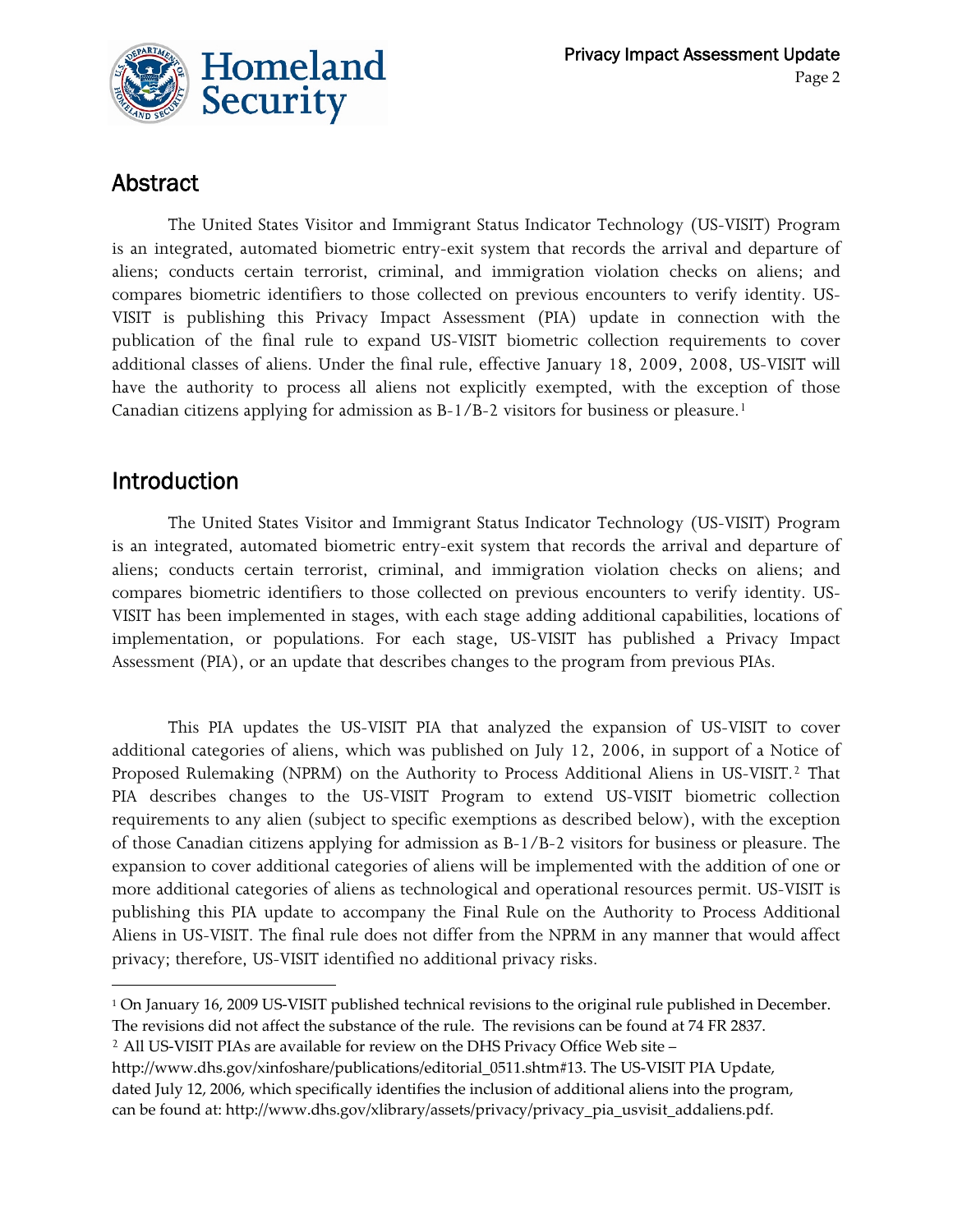## Abstract

The United States Visitor and Immigrant Status Indicator Technology (US-VISIT) Program is an integrated, automated biometric entry-exit system that records the arrival and departure of aliens; conducts certain terrorist, criminal, and immigration violation checks on aliens; and compares biometric identifiers to those collected on previous encounters to verify identity. US-VISIT is publishing this Privacy Impact Assessment (PIA) update in connection with the publication of the final rule to expand US-VISIT biometric collection requirements to cover additional classes of aliens. Under the final rule, effective January 18, 2009, 2008, US-VISIT will have the authority to process all aliens not explicitly exempted, with the exception of those Canadian citizens applying for admission as B-1/B-2 visitors for business or pleasure.[1]

## Introduction

The United States Visitor and Immigrant Status Indicator Technology (US-VISIT) Program is an integrated, automated biometric entry-exit system that records the arrival and departure of aliens; conducts certain terrorist, criminal, and immigration violation checks on aliens; and compares biometric identifiers to those collected on previous encounters to verify identity. US-VISIT has been implemented in stages, with each stage adding additional capabilities, locations of implementation, or populations. For each stage, US-VISIT has published a Privacy Impact Assessment (PIA), or an update that describes changes to the program from previous PIAs.

This PIA updates the US-VISIT PIA that analyzed the expansion of US-VISIT to cover additional categories of aliens, which was published on July 12, 2006, in support of a Notice of Proposed Rulemaking (NPRM) on the Authority to Process Additional Aliens in US-VISIT.[2] That PIA describes changes to the US-VISIT Program to extend US-VISIT biometric collection requirements to any alien (subject to specific exemptions as described below), with the exception of those Canadian citizens applying for admission as B-1/B-2 visitors for business or pleasure. The expansion to cover additional categories of aliens will be implemented with the addition of one or more additional categories of aliens as technological and operational resources permit. US-VISIT is publishing this PIA update to accompany the Final Rule on the Authority to Process Additional Aliens in US-VISIT. The final rule does not differ from the NPRM in any manner that would affect privacy; therefore, US-VISIT identified no additional privacy risks.

---

[1] On January 16, 2009 US-VISIT published technical revisions to the original rule published in December. The revisions did not affect the substance of the rule. The revisions can be found at 74 FR 2837.

[2] All US-VISIT PIAs are available for review on the DHS Privacy Office Web site – http://www.dhs.gov/xinfoshare/publications/editorial_0511.shtm#13. The US-VISIT PIA Update, dated July 12, 2006, which specifically identifies the inclusion of additional aliens into the program, can be found at: http://www.dhs.gov/xlibrary/assets/privacy/privacy_pia_usvisit_addaliens.pdf.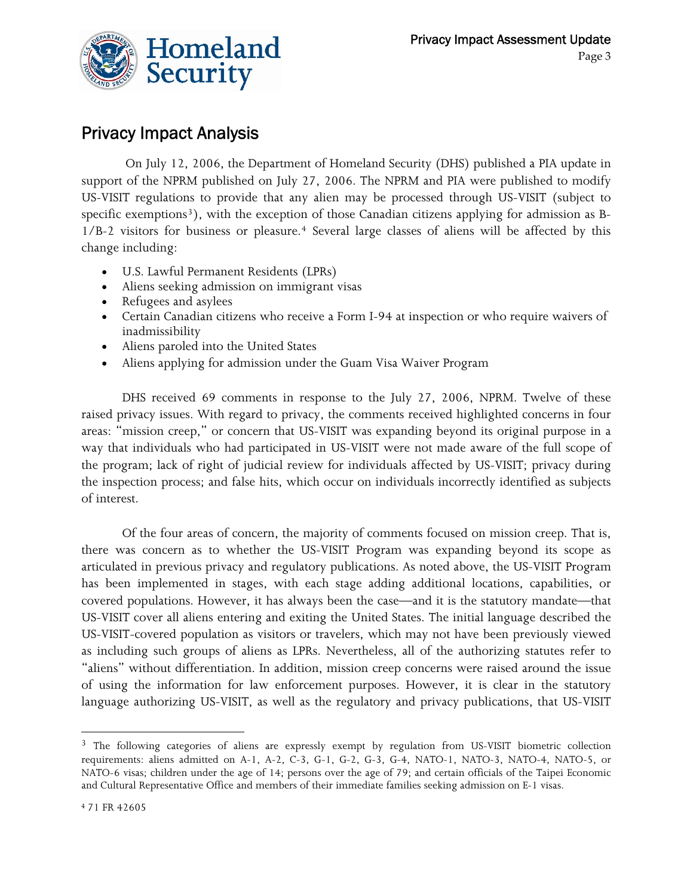## Privacy Impact Analysis

On July 12, 2006, the Department of Homeland Security (DHS) published a PIA update in support of the NPRM published on July 27, 2006. The NPRM and PIA were published to modify US-VISIT regulations to provide that any alien may be processed through US-VISIT (subject to specific exemptions[3]), with the exception of those Canadian citizens applying for admission as B-1/B-2 visitors for business or pleasure.[4] Several large classes of aliens will be affected by this change including:

- U.S. Lawful Permanent Residents (LPRs)
- Aliens seeking admission on immigrant visas
- Refugees and asylees
- Certain Canadian citizens who receive a Form I-94 at inspection or who require waivers of inadmissibility
- Aliens paroled into the United States
- Aliens applying for admission under the Guam Visa Waiver Program

DHS received 69 comments in response to the July 27, 2006, NPRM. Twelve of these raised privacy issues. With regard to privacy, the comments received highlighted concerns in four areas: "mission creep," or concern that US-VISIT was expanding beyond its original purpose in a way that individuals who had participated in US-VISIT were not made aware of the full scope of the program; lack of right of judicial review for individuals affected by US-VISIT; privacy during the inspection process; and false hits, which occur on individuals incorrectly identified as subjects of interest.

Of the four areas of concern, the majority of comments focused on mission creep. That is, there was concern as to whether the US-VISIT Program was expanding beyond its scope as articulated in previous privacy and regulatory publications. As noted above, the US-VISIT Program has been implemented in stages, with each stage adding additional locations, capabilities, or covered populations. However, it has always been the case—and it is the statutory mandate—that US-VISIT cover all aliens entering and exiting the United States. The initial language described the US-VISIT-covered population as visitors or travelers, which may not have been previously viewed as including such groups of aliens as LPRs. Nevertheless, all of the authorizing statutes refer to "aliens" without differentiation. In addition, mission creep concerns were raised around the issue of using the information for law enforcement purposes. However, it is clear in the statutory language authorizing US-VISIT, as well as the regulatory and privacy publications, that US-VISIT

---

[3] The following categories of aliens are expressly exempt by regulation from US-VISIT biometric collection requirements: aliens admitted on A-1, A-2, C-3, G-1, G-2, G-3, G-4, NATO-1, NATO-3, NATO-4, NATO-5, or NATO-6 visas; children under the age of 14; persons over the age of 79; and certain officials of the Taipei Economic and Cultural Representative Office and members of their immediate families seeking admission on E-1 visas.

[4] 71 FR 42605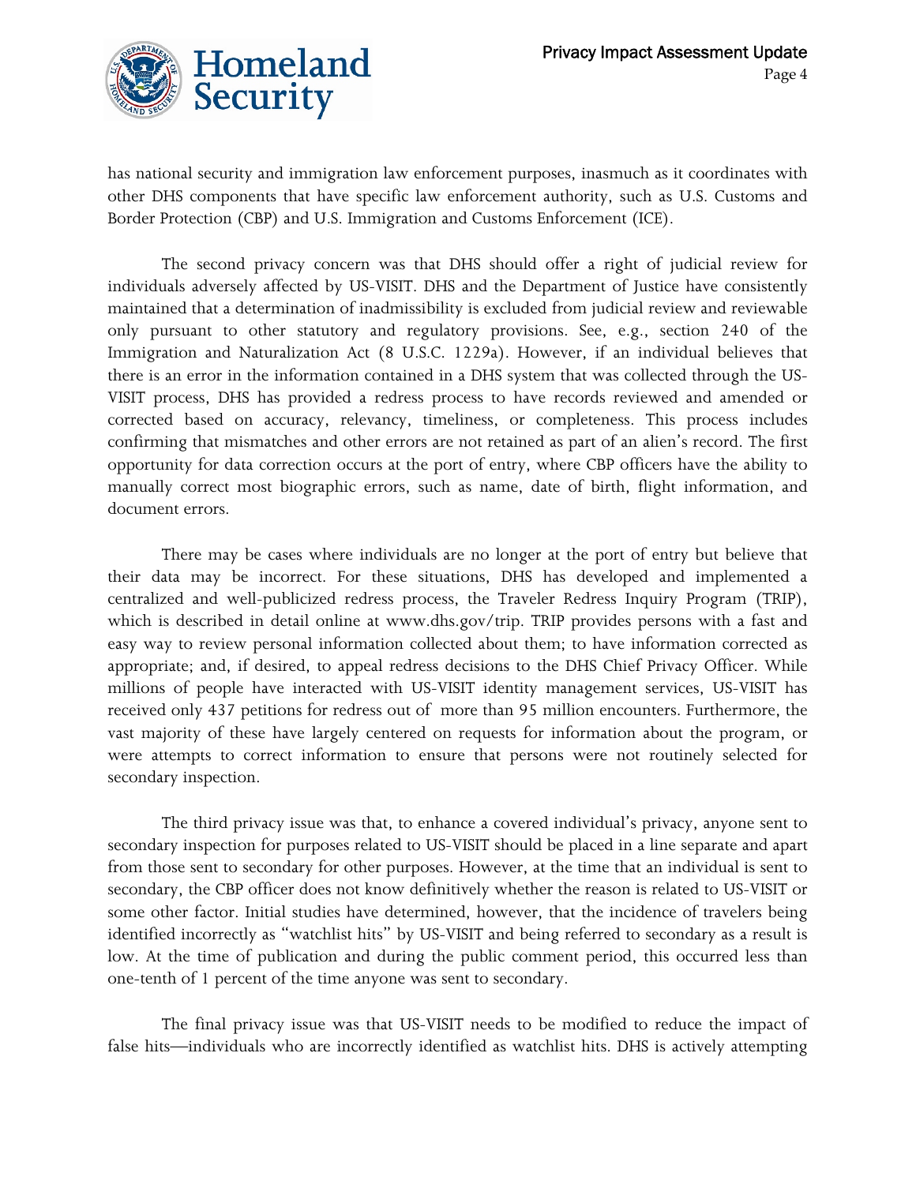has national security and immigration law enforcement purposes, inasmuch as it coordinates with other DHS components that have specific law enforcement authority, such as U.S. Customs and Border Protection (CBP) and U.S. Immigration and Customs Enforcement (ICE).

The second privacy concern was that DHS should offer a right of judicial review for individuals adversely affected by US-VISIT. DHS and the Department of Justice have consistently maintained that a determination of inadmissibility is excluded from judicial review and reviewable only pursuant to other statutory and regulatory provisions. See, e.g., section 240 of the Immigration and Naturalization Act (8 U.S.C. 1229a). However, if an individual believes that there is an error in the information contained in a DHS system that was collected through the US-VISIT process, DHS has provided a redress process to have records reviewed and amended or corrected based on accuracy, relevancy, timeliness, or completeness. This process includes confirming that mismatches and other errors are not retained as part of an alien's record. The first opportunity for data correction occurs at the port of entry, where CBP officers have the ability to manually correct most biographic errors, such as name, date of birth, flight information, and document errors.

There may be cases where individuals are no longer at the port of entry but believe that their data may be incorrect. For these situations, DHS has developed and implemented a centralized and well-publicized redress process, the Traveler Redress Inquiry Program (TRIP), which is described in detail online at www.dhs.gov/trip. TRIP provides persons with a fast and easy way to review personal information collected about them; to have information corrected as appropriate; and, if desired, to appeal redress decisions to the DHS Chief Privacy Officer. While millions of people have interacted with US-VISIT identity management services, US-VISIT has received only 437 petitions for redress out of more than 95 million encounters. Furthermore, the vast majority of these have largely centered on requests for information about the program, or were attempts to correct information to ensure that persons were not routinely selected for secondary inspection.

The third privacy issue was that, to enhance a covered individual's privacy, anyone sent to secondary inspection for purposes related to US-VISIT should be placed in a line separate and apart from those sent to secondary for other purposes. However, at the time that an individual is sent to secondary, the CBP officer does not know definitively whether the reason is related to US-VISIT or some other factor. Initial studies have determined, however, that the incidence of travelers being identified incorrectly as "watchlist hits" by US-VISIT and being referred to secondary as a result is low. At the time of publication and during the public comment period, this occurred less than one-tenth of 1 percent of the time anyone was sent to secondary.

The final privacy issue was that US-VISIT needs to be modified to reduce the impact of false hits—individuals who are incorrectly identified as watchlist hits. DHS is actively attempting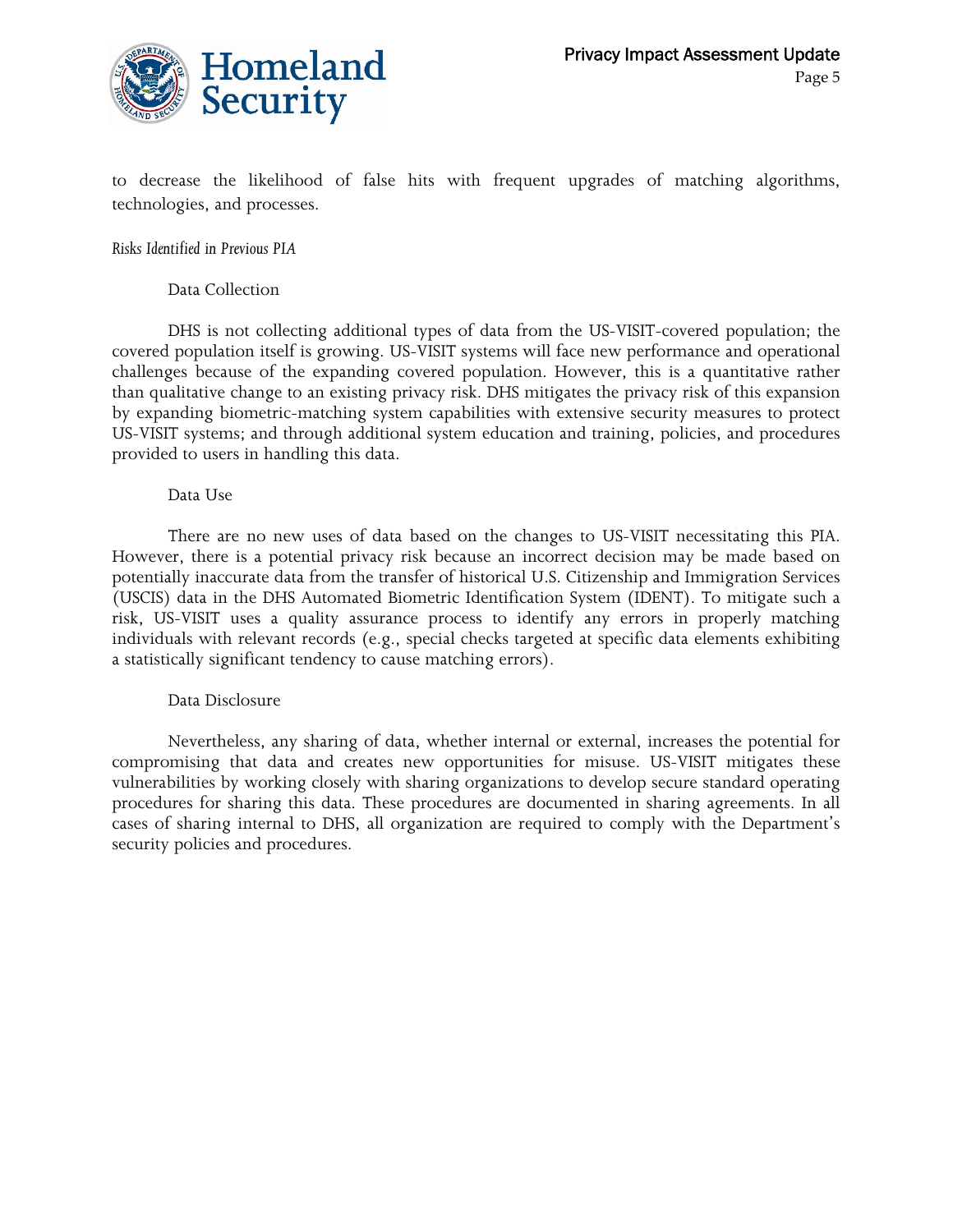to decrease the likelihood of false hits with frequent upgrades of matching algorithms, technologies, and processes.

*Risks Identified in Previous PIA*

Data Collection

DHS is not collecting additional types of data from the US-VISIT-covered population; the covered population itself is growing. US-VISIT systems will face new performance and operational challenges because of the expanding covered population. However, this is a quantitative rather than qualitative change to an existing privacy risk. DHS mitigates the privacy risk of this expansion by expanding biometric-matching system capabilities with extensive security measures to protect US-VISIT systems; and through additional system education and training, policies, and procedures provided to users in handling this data.

Data Use

There are no new uses of data based on the changes to US-VISIT necessitating this PIA. However, there is a potential privacy risk because an incorrect decision may be made based on potentially inaccurate data from the transfer of historical U.S. Citizenship and Immigration Services (USCIS) data in the DHS Automated Biometric Identification System (IDENT). To mitigate such a risk, US-VISIT uses a quality assurance process to identify any errors in properly matching individuals with relevant records (e.g., special checks targeted at specific data elements exhibiting a statistically significant tendency to cause matching errors).

Data Disclosure

Nevertheless, any sharing of data, whether internal or external, increases the potential for compromising that data and creates new opportunities for misuse. US-VISIT mitigates these vulnerabilities by working closely with sharing organizations to develop secure standard operating procedures for sharing this data. These procedures are documented in sharing agreements. In all cases of sharing internal to DHS, all organization are required to comply with the Department's security policies and procedures.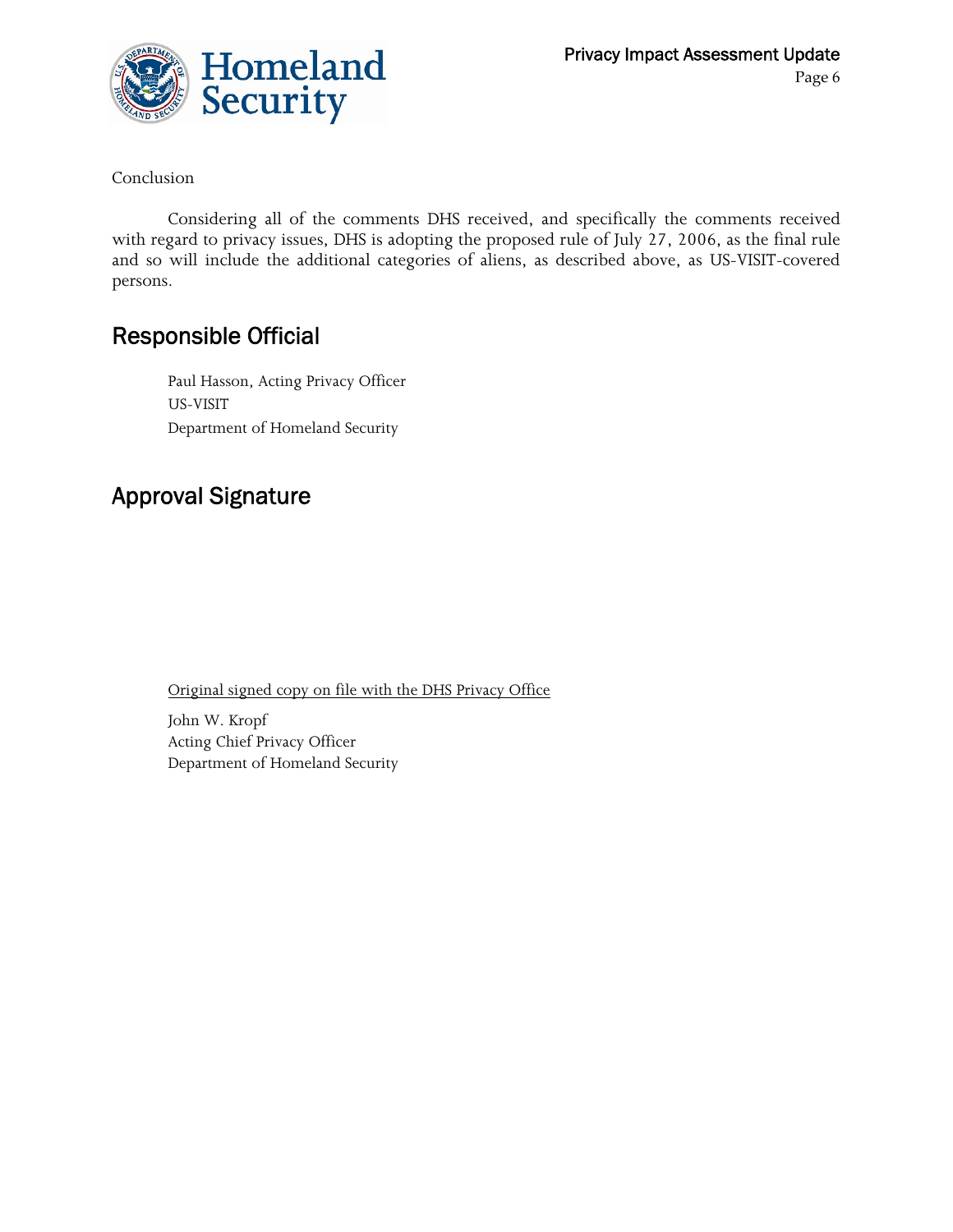Conclusion

Considering all of the comments DHS received, and specifically the comments received with regard to privacy issues, DHS is adopting the proposed rule of July 27, 2006, as the final rule and so will include the additional categories of aliens, as described above, as US-VISIT-covered persons.

## Responsible Official

Paul Hasson, Acting Privacy Officer
US-VISIT
Department of Homeland Security

## Approval Signature

Original signed copy on file with the DHS Privacy Office

John W. Kropf
Acting Chief Privacy Officer
Department of Homeland Security